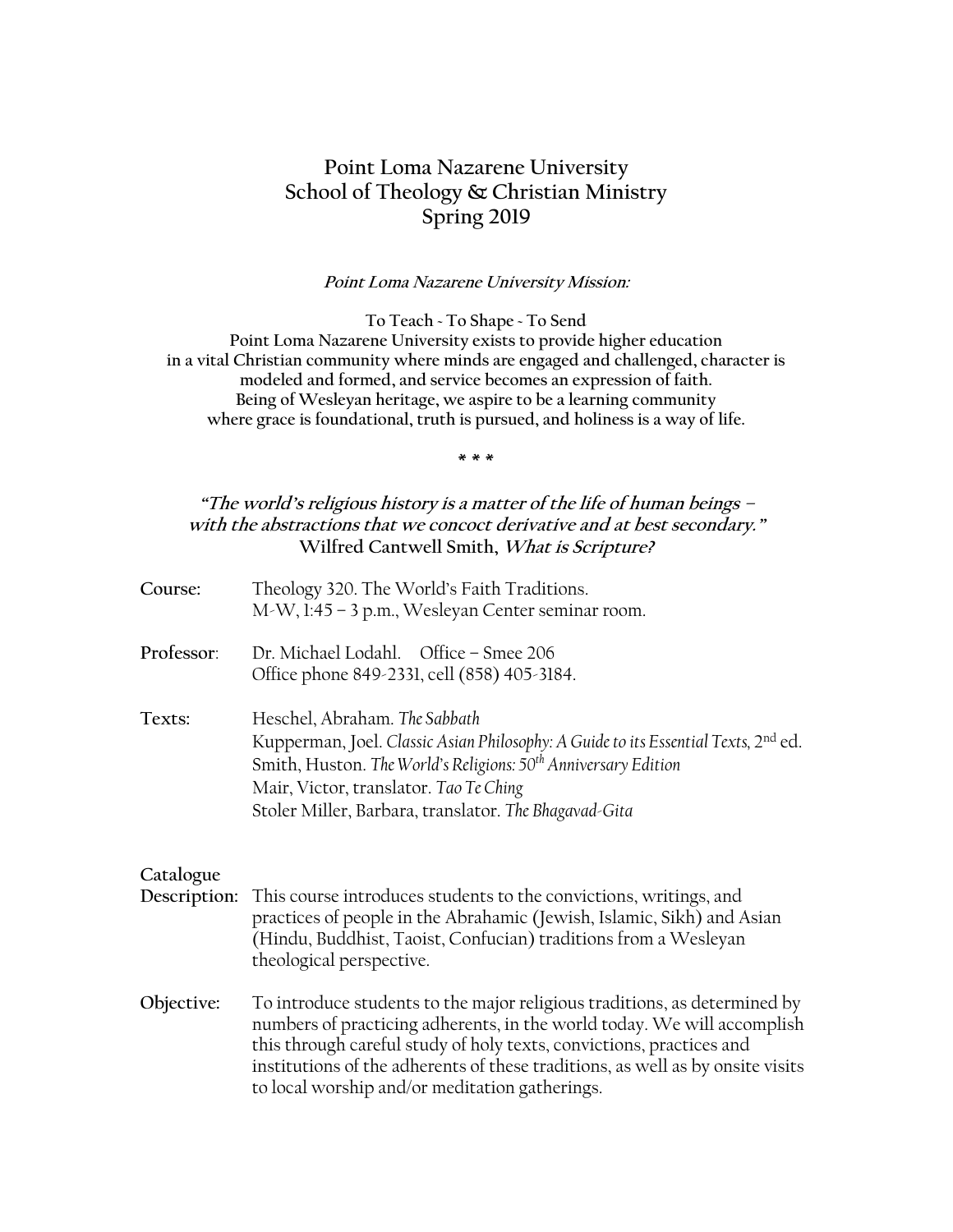# Point Loma Nazarene University
## School of Theology & Christian Ministry
## Spring 2019

***Point Loma Nazarene University Mission:***

**To Teach ~ To Shape ~ To Send**
**Point Loma Nazarene University exists to provide higher education in a vital Christian community where minds are engaged and challenged, character is modeled and formed, and service becomes an expression of faith. Being of Wesleyan heritage, we aspire to be a learning community where grace is foundational, truth is pursued, and holiness is a way of life.**

\* \* \*

***"The world's religious history is a matter of the life of human beings – with the abstractions that we concoct derivative and at best secondary."***
**Wilfred Cantwell Smith, *What is Scripture?***

**Course:** Theology 320. The World's Faith Traditions.
M-W, 1:45 – 3 p.m., Wesleyan Center seminar room.

**Professor:** Dr. Michael Lodahl. Office – Smee 206
Office phone 849-2331, cell (858) 405-3184.

**Texts:** Heschel, Abraham. *The Sabbath*
Kupperman, Joel. *Classic Asian Philosophy: A Guide to its Essential Texts,* 2nd ed.
Smith, Huston. *The World's Religions: 50th Anniversary Edition*
Mair, Victor, translator. *Tao Te Ching*
Stoler Miller, Barbara, translator. *The Bhagavad-Gita*

**Catalogue Description:** This course introduces students to the convictions, writings, and practices of people in the Abrahamic (Jewish, Islamic, Sikh) and Asian (Hindu, Buddhist, Taoist, Confucian) traditions from a Wesleyan theological perspective.

**Objective:** To introduce students to the major religious traditions, as determined by numbers of practicing adherents, in the world today. We will accomplish this through careful study of holy texts, convictions, practices and institutions of the adherents of these traditions, as well as by onsite visits to local worship and/or meditation gatherings.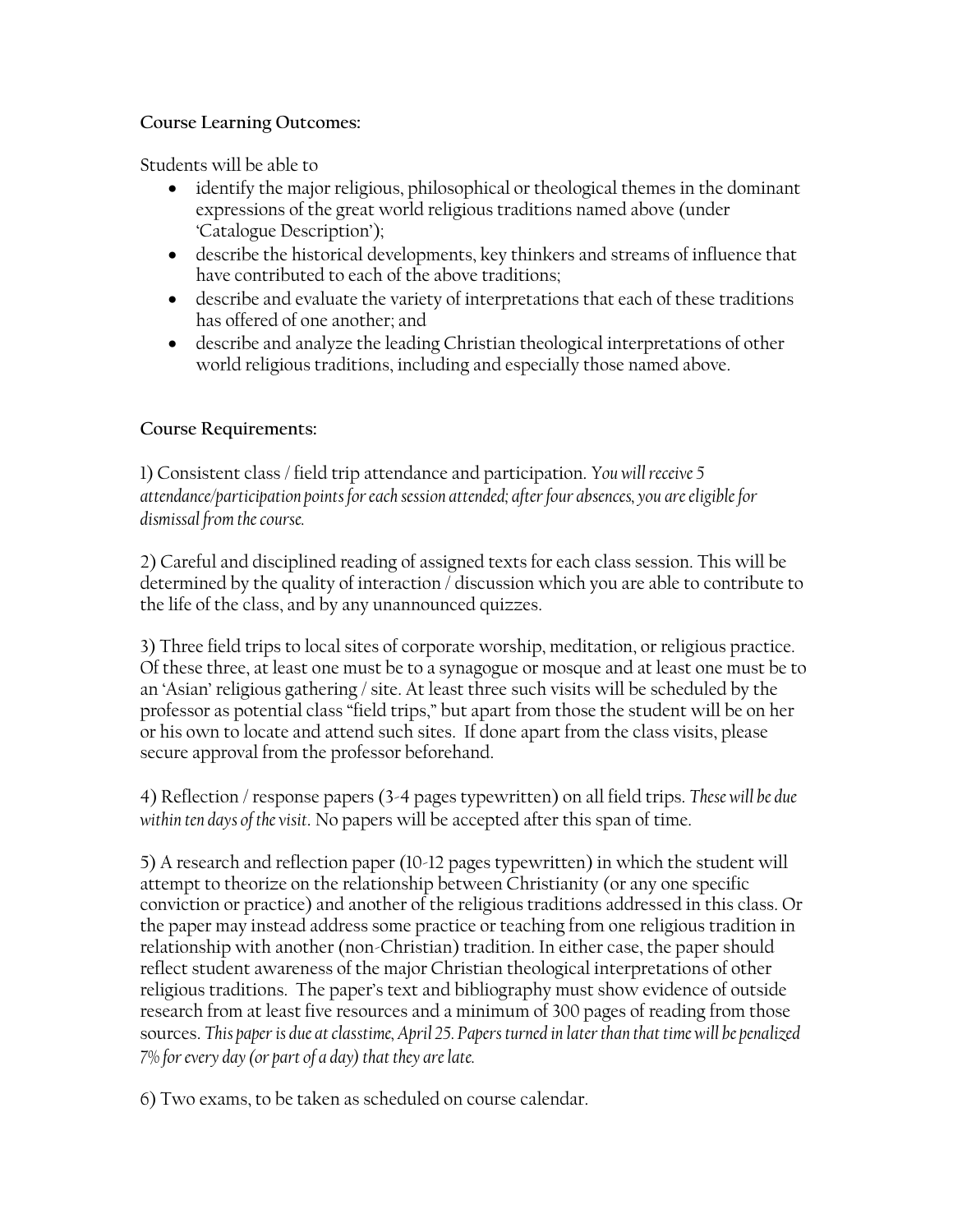**Course Learning Outcomes:**

Students will be able to

- identify the major religious, philosophical or theological themes in the dominant expressions of the great world religious traditions named above (under 'Catalogue Description');
- describe the historical developments, key thinkers and streams of influence that have contributed to each of the above traditions;
- describe and evaluate the variety of interpretations that each of these traditions has offered of one another; and
- describe and analyze the leading Christian theological interpretations of other world religious traditions, including and especially those named above.

**Course Requirements:**

1) Consistent class / field trip attendance and participation. *You will receive 5 attendance/participation points for each session attended; after four absences, you are eligible for dismissal from the course.*

2) Careful and disciplined reading of assigned texts for each class session. This will be determined by the quality of interaction / discussion which you are able to contribute to the life of the class, and by any unannounced quizzes.

3) Three field trips to local sites of corporate worship, meditation, or religious practice. Of these three, at least one must be to a synagogue or mosque and at least one must be to an 'Asian' religious gathering / site. At least three such visits will be scheduled by the professor as potential class "field trips," but apart from those the student will be on her or his own to locate and attend such sites. If done apart from the class visits, please secure approval from the professor beforehand.

4) Reflection / response papers (3-4 pages typewritten) on all field trips. *These will be due within ten days of the visit*. No papers will be accepted after this span of time.

5) A research and reflection paper (10-12 pages typewritten) in which the student will attempt to theorize on the relationship between Christianity (or any one specific conviction or practice) and another of the religious traditions addressed in this class. Or the paper may instead address some practice or teaching from one religious tradition in relationship with another (non-Christian) tradition. In either case, the paper should reflect student awareness of the major Christian theological interpretations of other religious traditions. The paper's text and bibliography must show evidence of outside research from at least five resources and a minimum of 300 pages of reading from those sources. *This paper is due at classtime, April 25. Papers turned in later than that time will be penalized 7% for every day (or part of a day) that they are late.*

6) Two exams, to be taken as scheduled on course calendar.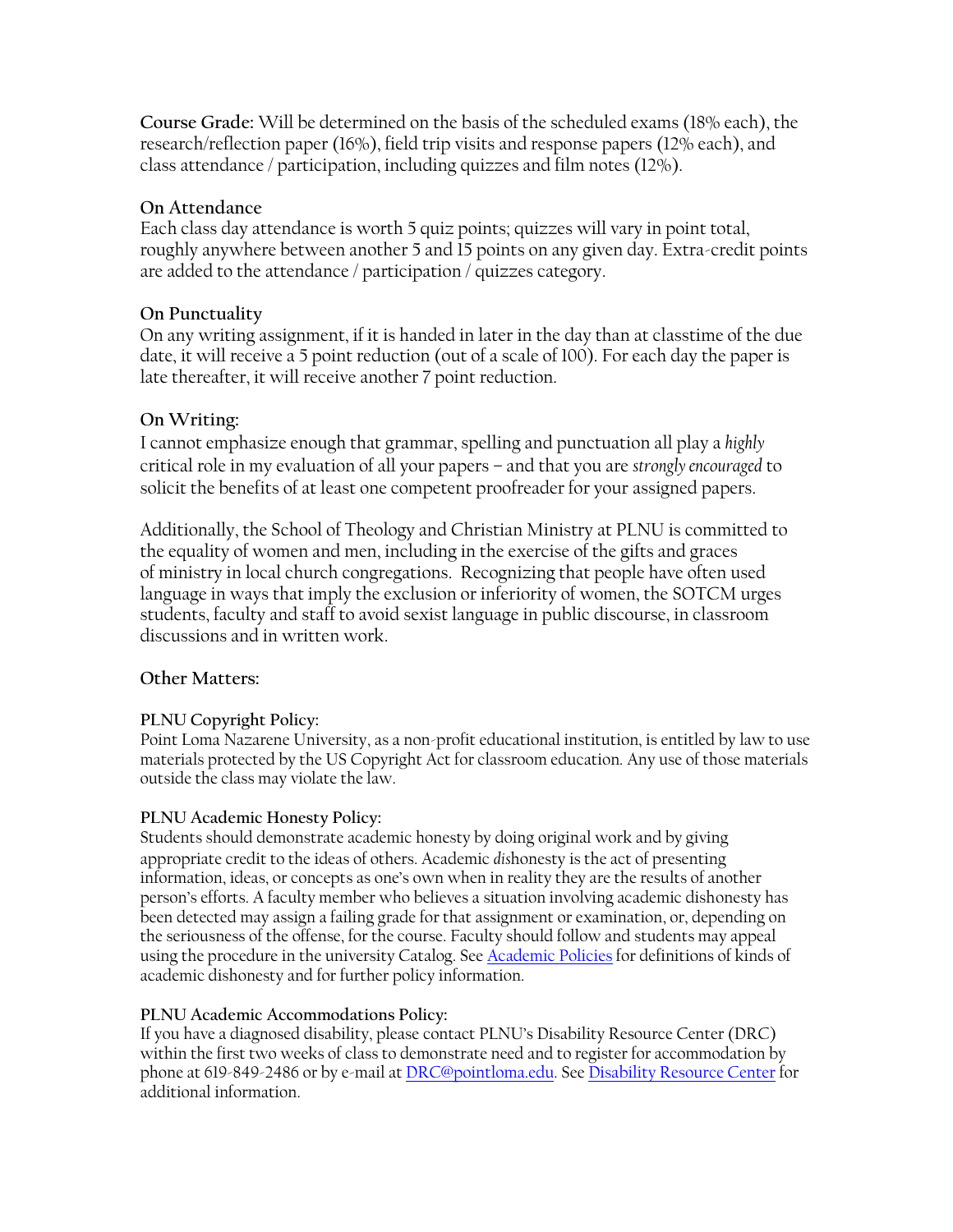**Course Grade:** Will be determined on the basis of the scheduled exams (18% each), the research/reflection paper (16%), field trip visits and response papers (12% each), and class attendance / participation, including quizzes and film notes (12%).

**On Attendance**

Each class day attendance is worth 5 quiz points; quizzes will vary in point total, roughly anywhere between another 5 and 15 points on any given day. Extra-credit points are added to the attendance / participation / quizzes category.

**On Punctuality**

On any writing assignment, if it is handed in later in the day than at classtime of the due date, it will receive a 5 point reduction (out of a scale of 100). For each day the paper is late thereafter, it will receive another 7 point reduction.

**On Writing:**

I cannot emphasize enough that grammar, spelling and punctuation all play a *highly* critical role in my evaluation of all your papers – and that you are *strongly encouraged* to solicit the benefits of at least one competent proofreader for your assigned papers.

Additionally, the School of Theology and Christian Ministry at PLNU is committed to the equality of women and men, including in the exercise of the gifts and graces of ministry in local church congregations. Recognizing that people have often used language in ways that imply the exclusion or inferiority of women, the SOTCM urges students, faculty and staff to avoid sexist language in public discourse, in classroom discussions and in written work.

**Other Matters:**

**PLNU Copyright Policy:**

Point Loma Nazarene University, as a non-profit educational institution, is entitled by law to use materials protected by the US Copyright Act for classroom education. Any use of those materials outside the class may violate the law.

**PLNU Academic Honesty Policy:**

Students should demonstrate academic honesty by doing original work and by giving appropriate credit to the ideas of others. Academic *dis*honesty is the act of presenting information, ideas, or concepts as one's own when in reality they are the results of another person's efforts. A faculty member who believes a situation involving academic dishonesty has been detected may assign a failing grade for that assignment or examination, or, depending on the seriousness of the offense, for the course. Faculty should follow and students may appeal using the procedure in the university Catalog. See Academic Policies for definitions of kinds of academic dishonesty and for further policy information.

**PLNU Academic Accommodations Policy:**

If you have a diagnosed disability, please contact PLNU's Disability Resource Center (DRC) within the first two weeks of class to demonstrate need and to register for accommodation by phone at 619-849-2486 or by e-mail at DRC@pointloma.edu. See Disability Resource Center for additional information.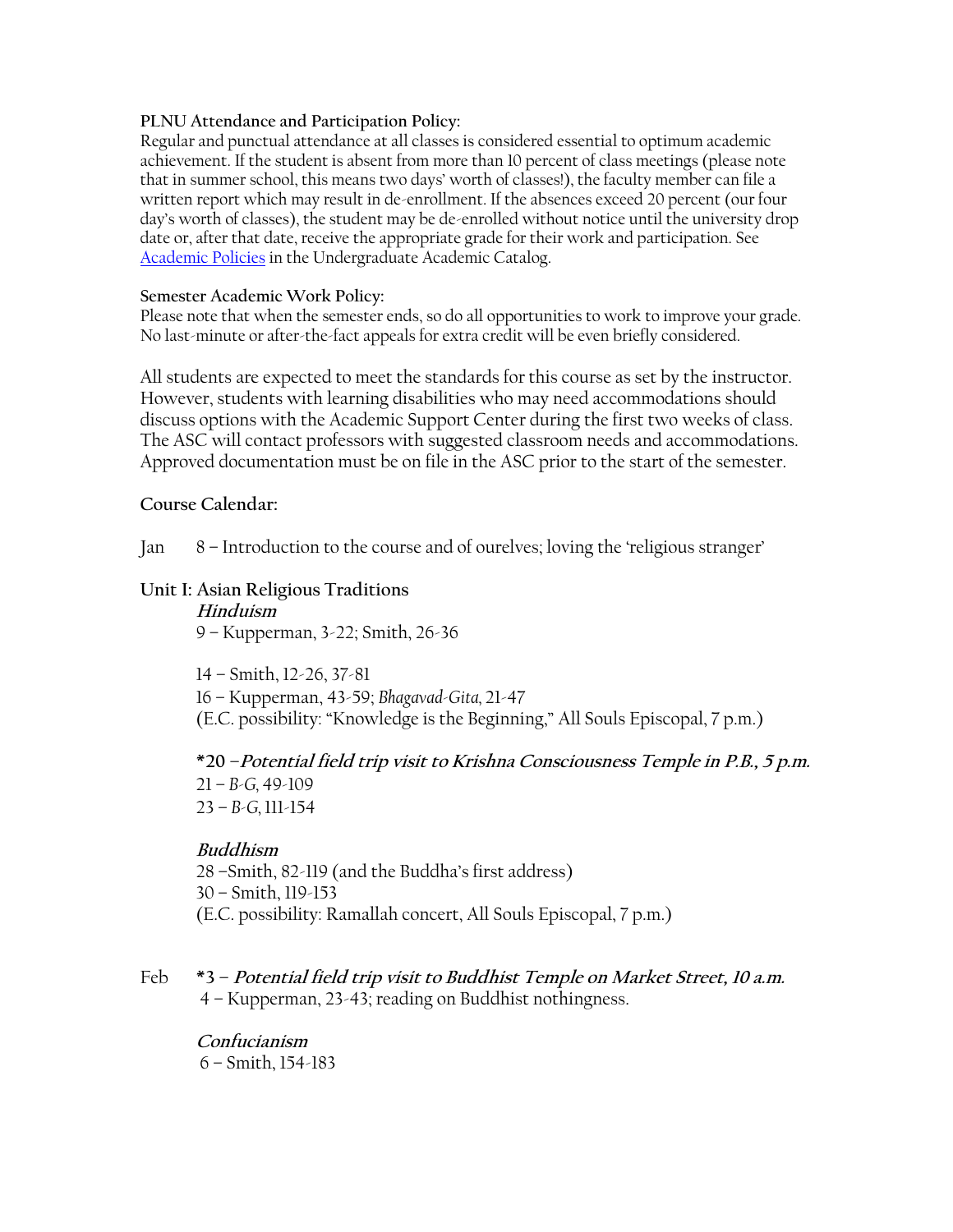**PLNU Attendance and Participation Policy:**
Regular and punctual attendance at all classes is considered essential to optimum academic achievement. If the student is absent from more than 10 percent of class meetings (please note that in summer school, this means two days' worth of classes!), the faculty member can file a written report which may result in de-enrollment. If the absences exceed 20 percent (our four day's worth of classes), the student may be de-enrolled without notice until the university drop date or, after that date, receive the appropriate grade for their work and participation. See [Academic Policies](Academic Policies) in the Undergraduate Academic Catalog.

**Semester Academic Work Policy:**
Please note that when the semester ends, so do all opportunities to work to improve your grade. No last-minute or after-the-fact appeals for extra credit will be even briefly considered.

All students are expected to meet the standards for this course as set by the instructor. However, students with learning disabilities who may need accommodations should discuss options with the Academic Support Center during the first two weeks of class. The ASC will contact professors with suggested classroom needs and accommodations. Approved documentation must be on file in the ASC prior to the start of the semester.

**Course Calendar:**

Jan 8 – Introduction to the course and of ourelves; loving the 'religious stranger'

**Unit I: Asian Religious Traditions**

***Hinduism***

9 – Kupperman, 3-22; Smith, 26-36

14 – Smith, 12-26, 37-81

16 – Kupperman, 43-59; *Bhagavad-Gita*, 21-47

(E.C. possibility: "Knowledge is the Beginning," All Souls Episcopal, 7 p.m.)

**\*20 –*Potential field trip visit to Krishna Consciousness Temple in P.B., 5 p.m.***

21 – *B-G*, 49-109

23 – *B-G*, 111-154

***Buddhism***

28 –Smith, 82-119 (and the Buddha's first address)

30 – Smith, 119-153

(E.C. possibility: Ramallah concert, All Souls Episcopal, 7 p.m.)

Feb **\*3 – *Potential field trip visit to Buddhist Temple on Market Street, 10 a.m.***

4 – Kupperman, 23-43; reading on Buddhist nothingness.

***Confucianism***

6 – Smith, 154-183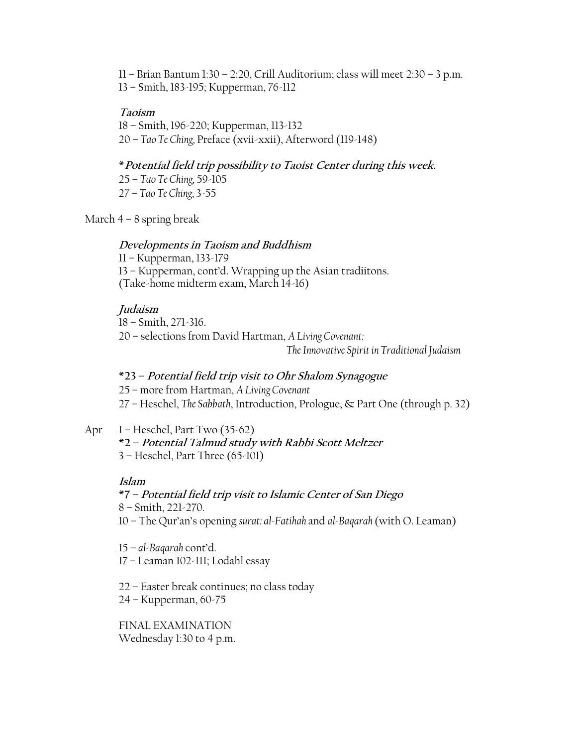11 – Brian Bantum 1:30 – 2:20, Crill Auditorium; class will meet 2:30 – 3 p.m.
13 – Smith, 183-195; Kupperman, 76-112

***Taoism***

18 – Smith, 196-220; Kupperman, 113-132
20 – *Tao Te Ching*, Preface (xvii-xxii), Afterword (119-148)

***\*Potential field trip possibility to Taoist Center during this week.***

25 – *Tao Te Ching*, 59-105
27 – *Tao Te Ching*, 3-55

March 4 – 8 spring break

***Developments in Taoism and Buddhism***

11 – Kupperman, 133-179
13 – Kupperman, cont'd. Wrapping up the Asian tradiitons.
(Take-home midterm exam, March 14-16)

***Judaism***

18 – Smith, 271-316.
20 – selections from David Hartman, *A Living Covenant: The Innovative Spirit in Traditional Judaism*

**\*23 – *Potential field trip visit to Ohr Shalom Synagogue***

25 – more from Hartman, *A Living Covenant*
27 – Heschel, *The Sabbath*, Introduction, Prologue, & Part One (through p. 32)

Apr 1 – Heschel, Part Two (35-62)
**\*2 – *Potential Talmud study with Rabbi Scott Meltzer***
3 – Heschel, Part Three (65-101)

***Islam***

**\*7 – *Potential field trip visit to Islamic Center of San Diego***

8 – Smith, 221-270.
10 – The Qur'an's opening *surat: al-Fatihah* and *al-Baqarah* (with O. Leaman)

15 – *al-Baqarah* cont'd.
17 – Leaman 102-111; Lodahl essay

22 – Easter break continues; no class today
24 – Kupperman, 60-75

FINAL EXAMINATION
Wednesday 1:30 to 4 p.m.